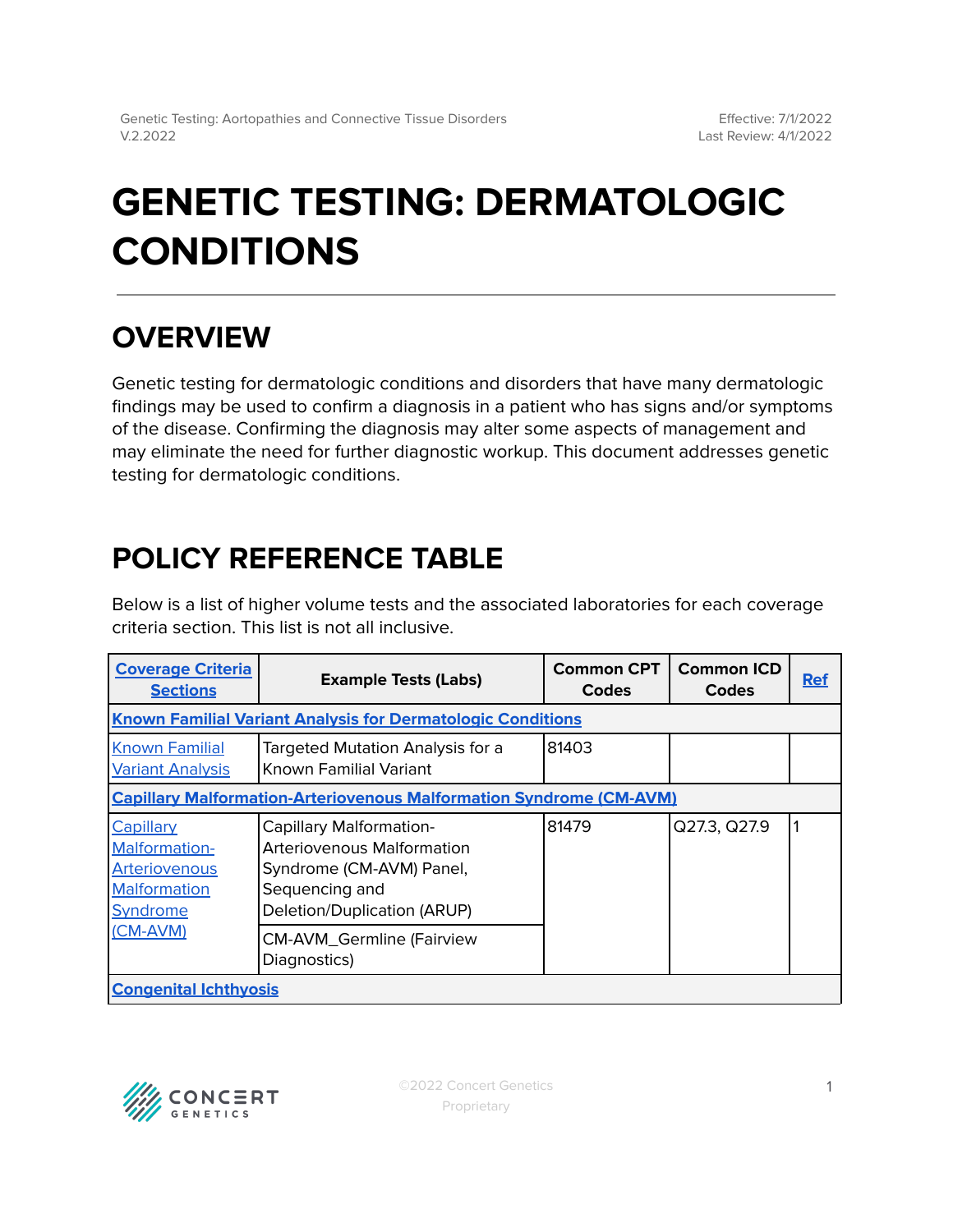# GENETIC TESTING: DERMATOLOGIC CONDITIONS

## OVERVIEW

Genetic testing for dermatologic conditions and disorders that have many dermatologic findings may be used to confirm a diagnosis in a patient who has signs and/or symptoms of the disease. Confirming the diagnosis may alter some aspects of management and may eliminate the need for further diagnostic workup. This document addresses genetic testing for dermatologic conditions.

## POLICY REFERENCE TABLE

Below is a list of higher volume tests and the associated laboratories for each coverage criteria section. This list is not all inclusive.

| Coverage Criteria Sections | Example Tests (Labs) | Common CPT Codes | Common ICD Codes | Ref |
|---|---|---|---|---|
| **Known Familial Variant Analysis for Dermatologic Conditions** | | | | |
| Known Familial Variant Analysis | Targeted Mutation Analysis for a Known Familial Variant | 81403 | | |
| **Capillary Malformation-Arteriovenous Malformation Syndrome (CM-AVM)** | | | | |
| Capillary Malformation-Arteriovenous Malformation Syndrome (CM-AVM) | Capillary Malformation-Arteriovenous Malformation Syndrome (CM-AVM) Panel, Sequencing and Deletion/Duplication (ARUP) | 81479 | Q27.3, Q27.9 | 1 |
| | CM-AVM_Germline (Fairview Diagnostics) | | | |
| **Congenital Ichthyosis** | | | | |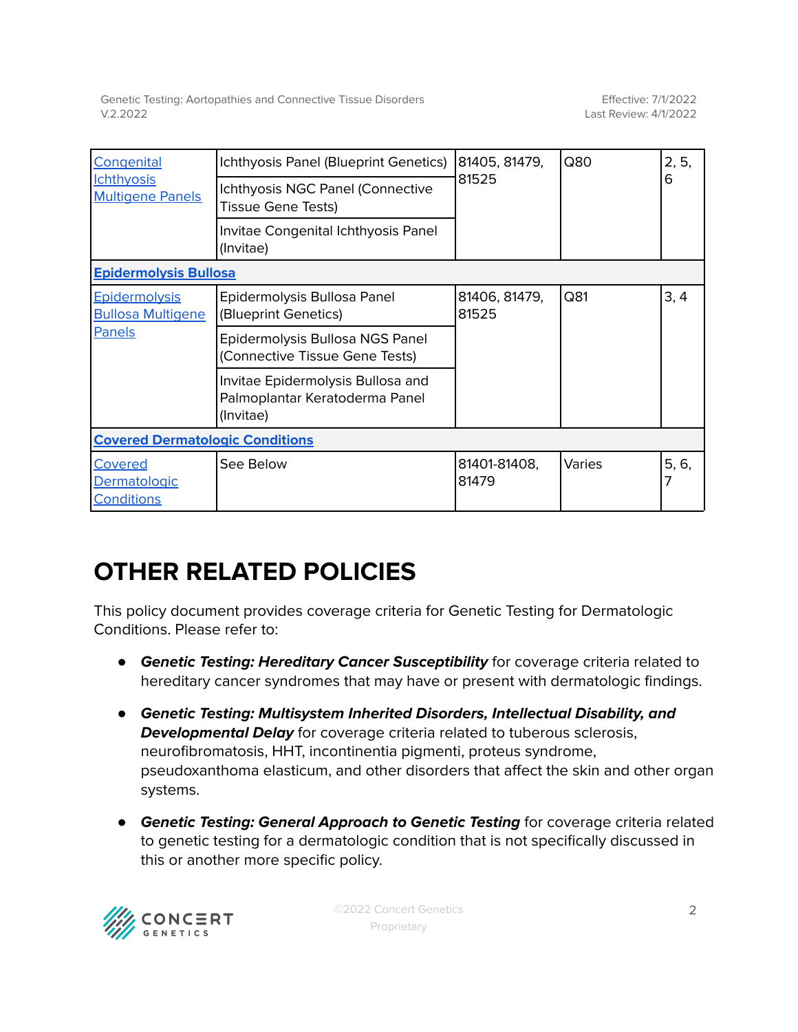| | | | | |
|---|---|---|---|---|
| Congenital Ichthyosis Multigene Panels | Ichthyosis Panel (Blueprint Genetics) | 81405, 81479, 81525 | Q80 | 2, 5, 6 |
| | Ichthyosis NGC Panel (Connective Tissue Gene Tests) | | | |
| | Invitae Congenital Ichthyosis Panel (Invitae) | | | |
| **Epidermolysis Bullosa** | | | | |
| Epidermolysis Bullosa Multigene Panels | Epidermolysis Bullosa Panel (Blueprint Genetics) | 81406, 81479, 81525 | Q81 | 3, 4 |
| | Epidermolysis Bullosa NGS Panel (Connective Tissue Gene Tests) | | | |
| | Invitae Epidermolysis Bullosa and Palmoplantar Keratoderma Panel (Invitae) | | | |
| **Covered Dermatologic Conditions** | | | | |
| Covered Dermatologic Conditions | See Below | 81401-81408, 81479 | Varies | 5, 6, 7 |

# OTHER RELATED POLICIES

This policy document provides coverage criteria for Genetic Testing for Dermatologic Conditions. Please refer to:

- ***Genetic Testing: Hereditary Cancer Susceptibility*** for coverage criteria related to hereditary cancer syndromes that may have or present with dermatologic findings.
- ***Genetic Testing: Multisystem Inherited Disorders, Intellectual Disability, and Developmental Delay*** for coverage criteria related to tuberous sclerosis, neurofibromatosis, HHT, incontinentia pigmenti, proteus syndrome, pseudoxanthoma elasticum, and other disorders that affect the skin and other organ systems.
- ***Genetic Testing: General Approach to Genetic Testing*** for coverage criteria related to genetic testing for a dermatologic condition that is not specifically discussed in this or another more specific policy.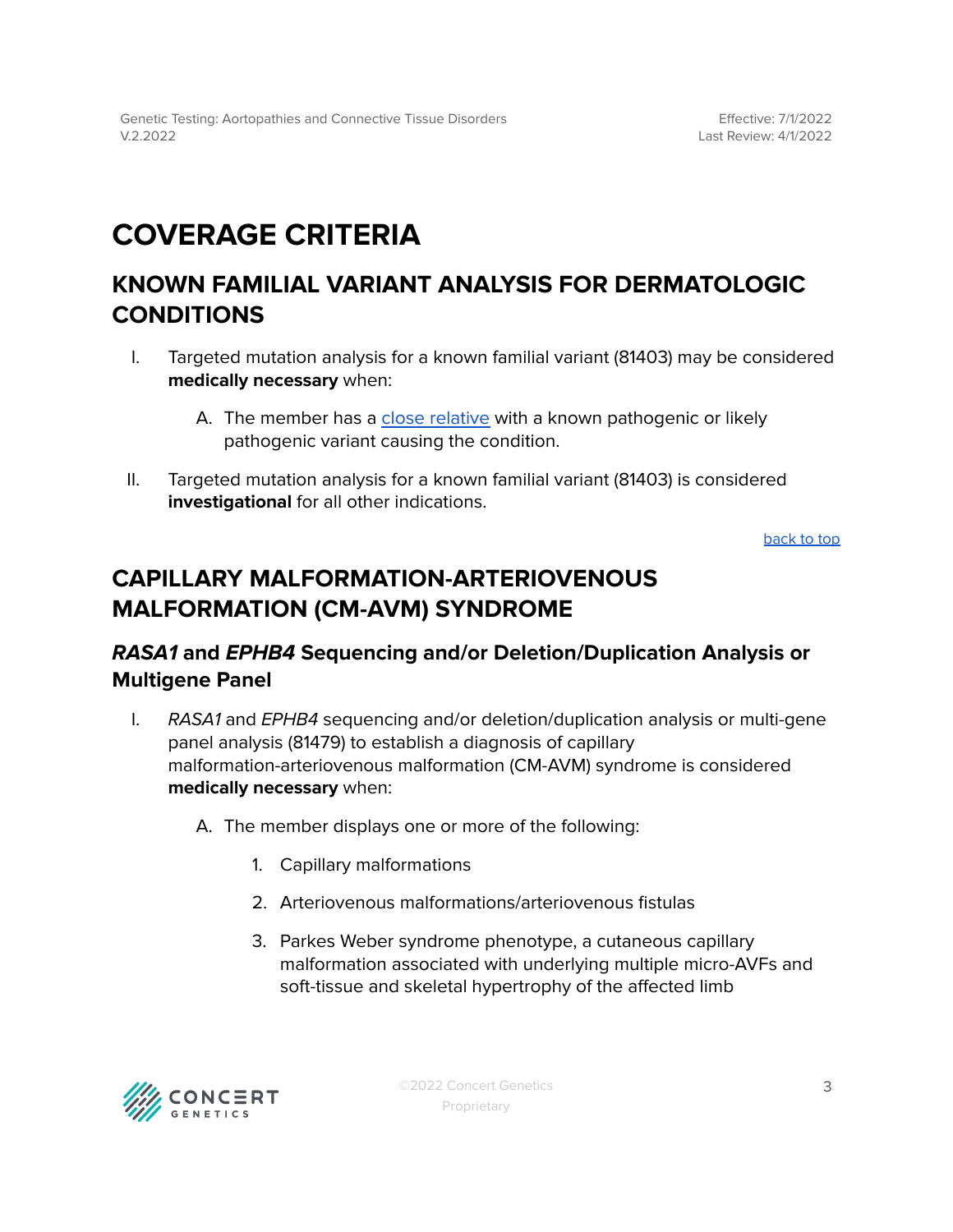# COVERAGE CRITERIA

## KNOWN FAMILIAL VARIANT ANALYSIS FOR DERMATOLOGIC CONDITIONS

I. Targeted mutation analysis for a known familial variant (81403) may be considered **medically necessary** when:

   A. The member has a close relative with a known pathogenic or likely pathogenic variant causing the condition.

II. Targeted mutation analysis for a known familial variant (81403) is considered **investigational** for all other indications.

back to top

## CAPILLARY MALFORMATION-ARTERIOVENOUS MALFORMATION (CM-AVM) SYNDROME

### *RASA1* and *EPHB4* Sequencing and/or Deletion/Duplication Analysis or Multigene Panel

I. *RASA1* and *EPHB4* sequencing and/or deletion/duplication analysis or multi-gene panel analysis (81479) to establish a diagnosis of capillary malformation-arteriovenous malformation (CM-AVM) syndrome is considered **medically necessary** when:

   A. The member displays one or more of the following:

      1. Capillary malformations
      2. Arteriovenous malformations/arteriovenous fistulas
      3. Parkes Weber syndrome phenotype, a cutaneous capillary malformation associated with underlying multiple micro-AVFs and soft-tissue and skeletal hypertrophy of the affected limb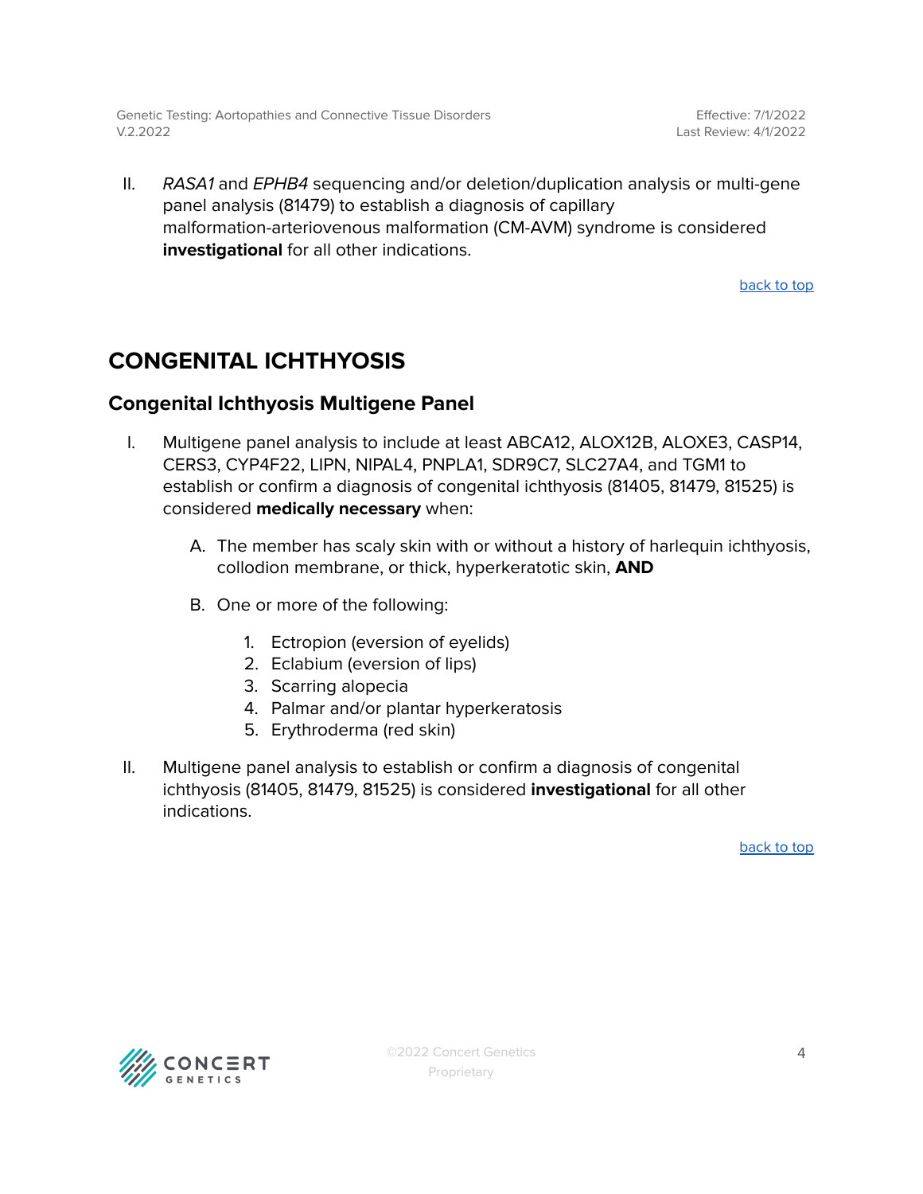II. *RASA1* and *EPHB4* sequencing and/or deletion/duplication analysis or multi-gene panel analysis (81479) to establish a diagnosis of capillary malformation-arteriovenous malformation (CM-AVM) syndrome is considered **investigational** for all other indications.

back to top

## CONGENITAL ICHTHYOSIS

### Congenital Ichthyosis Multigene Panel

I. Multigene panel analysis to include at least ABCA12, ALOX12B, ALOXE3, CASP14, CERS3, CYP4F22, LIPN, NIPAL4, PNPLA1, SDR9C7, SLC27A4, and TGM1 to establish or confirm a diagnosis of congenital ichthyosis (81405, 81479, 81525) is considered **medically necessary** when:

   A. The member has scaly skin with or without a history of harlequin ichthyosis, collodion membrane, or thick, hyperkeratotic skin, **AND**

   B. One or more of the following:

      1. Ectropion (eversion of eyelids)
      2. Eclabium (eversion of lips)
      3. Scarring alopecia
      4. Palmar and/or plantar hyperkeratosis
      5. Erythroderma (red skin)

II. Multigene panel analysis to establish or confirm a diagnosis of congenital ichthyosis (81405, 81479, 81525) is considered **investigational** for all other indications.

back to top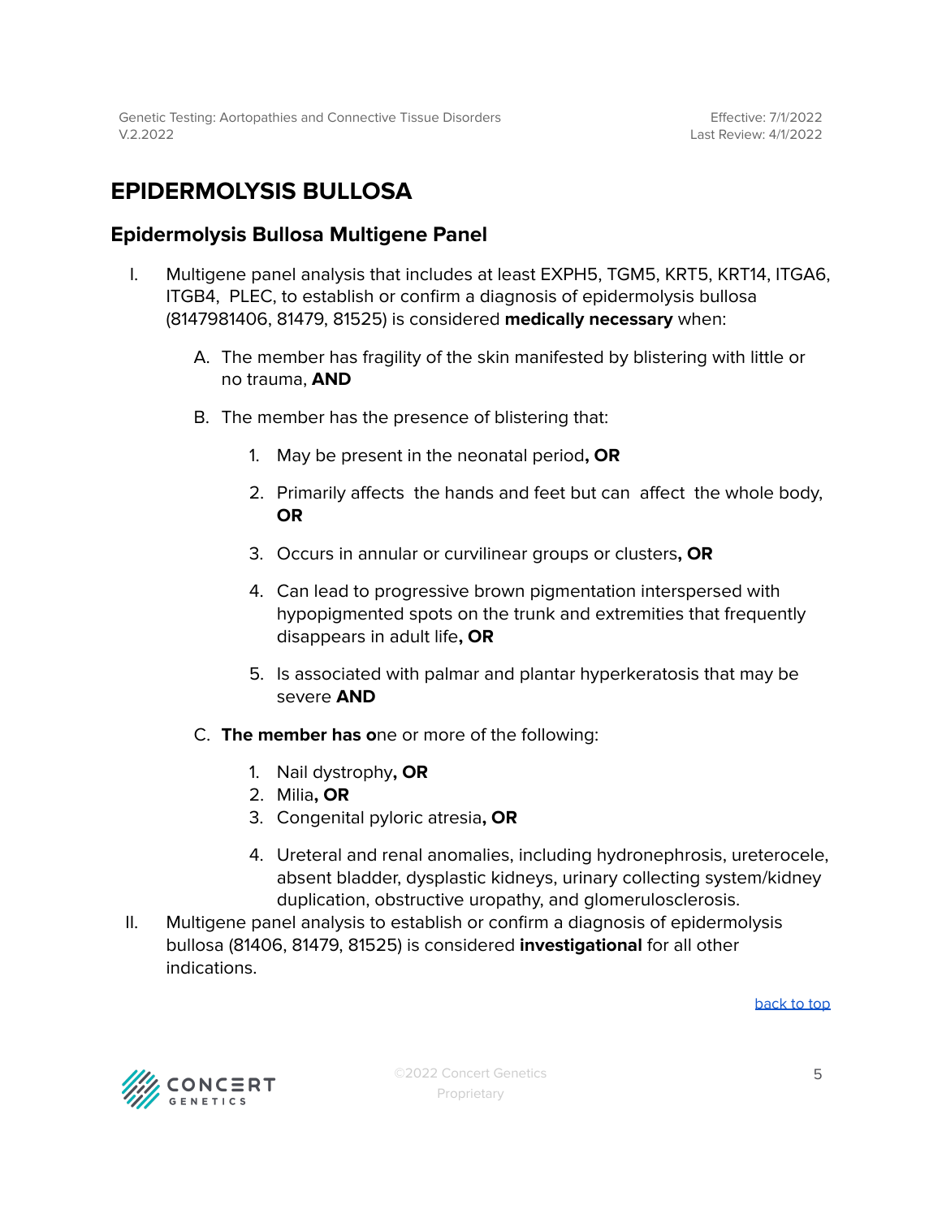# EPIDERMOLYSIS BULLOSA

## Epidermolysis Bullosa Multigene Panel

I. Multigene panel analysis that includes at least EXPH5, TGM5, KRT5, KRT14, ITGA6, ITGB4, PLEC, to establish or confirm a diagnosis of epidermolysis bullosa (8147981406, 81479, 81525) is considered **medically necessary** when:

   A. The member has fragility of the skin manifested by blistering with little or no trauma, **AND**

   B. The member has the presence of blistering that:

      1. May be present in the neonatal period**, OR**

      2. Primarily affects the hands and feet but can affect the whole body, **OR**

      3. Occurs in annular or curvilinear groups or clusters**, OR**

      4. Can lead to progressive brown pigmentation interspersed with hypopigmented spots on the trunk and extremities that frequently disappears in adult life**, OR**

      5. Is associated with palmar and plantar hyperkeratosis that may be severe **AND**

   C. **The member has o**ne or more of the following:

      1. Nail dystrophy**, OR**
      2. Milia**, OR**
      3. Congenital pyloric atresia**, OR**
      4. Ureteral and renal anomalies, including hydronephrosis, ureterocele, absent bladder, dysplastic kidneys, urinary collecting system/kidney duplication, obstructive uropathy, and glomerulosclerosis.

II. Multigene panel analysis to establish or confirm a diagnosis of epidermolysis bullosa (81406, 81479, 81525) is considered **investigational** for all other indications.

back to top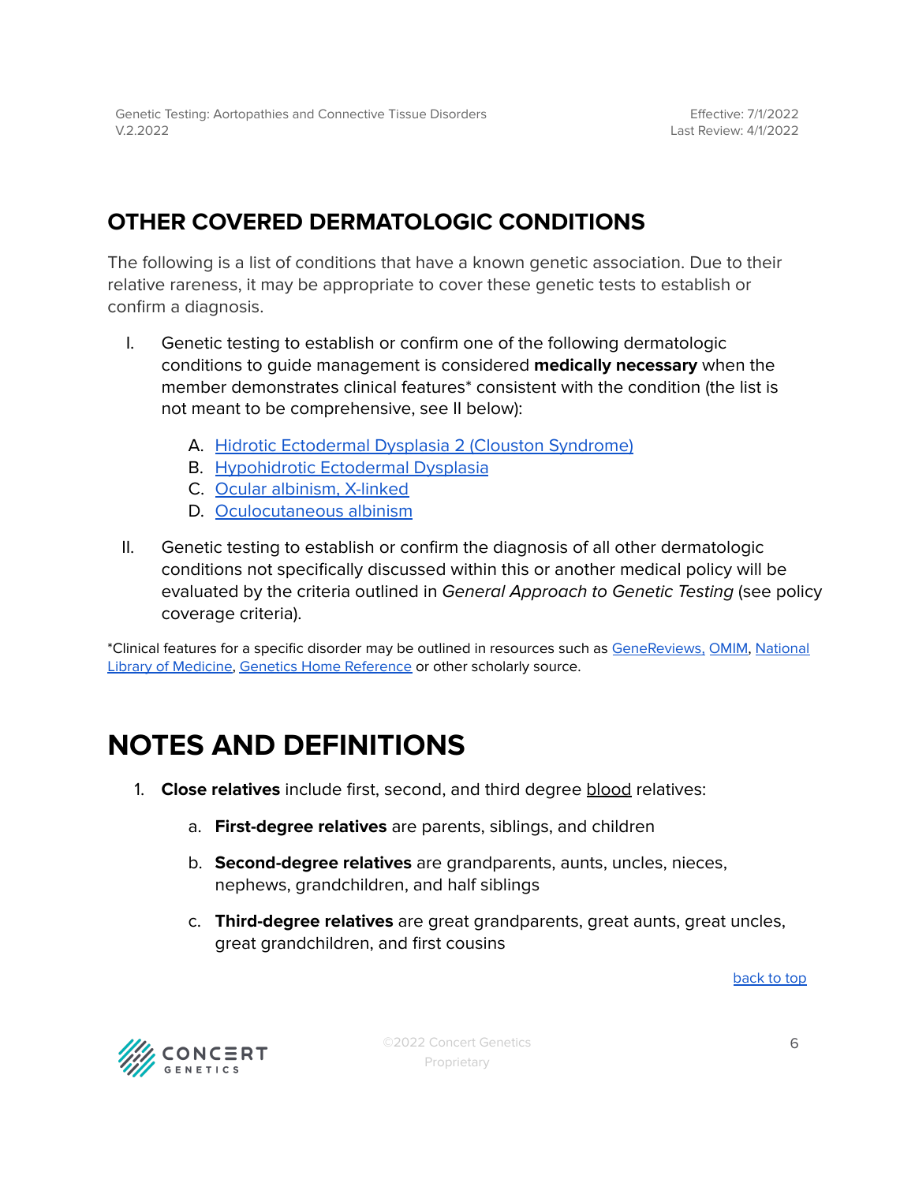## OTHER COVERED DERMATOLOGIC CONDITIONS

The following is a list of conditions that have a known genetic association. Due to their relative rareness, it may be appropriate to cover these genetic tests to establish or confirm a diagnosis.

I. Genetic testing to establish or confirm one of the following dermatologic conditions to guide management is considered **medically necessary** when the member demonstrates clinical features* consistent with the condition (the list is not meant to be comprehensive, see II below):

   A. Hidrotic Ectodermal Dysplasia 2 (Clouston Syndrome)
   B. Hypohidrotic Ectodermal Dysplasia
   C. Ocular albinism, X-linked
   D. Oculocutaneous albinism

II. Genetic testing to establish or confirm the diagnosis of all other dermatologic conditions not specifically discussed within this or another medical policy will be evaluated by the criteria outlined in *General Approach to Genetic Testing* (see policy coverage criteria).

*Clinical features for a specific disorder may be outlined in resources such as GeneReviews, OMIM, National Library of Medicine, Genetics Home Reference or other scholarly source.

# NOTES AND DEFINITIONS

1. **Close relatives** include first, second, and third degree blood relatives:

   a. **First-degree relatives** are parents, siblings, and children

   b. **Second-degree relatives** are grandparents, aunts, uncles, nieces, nephews, grandchildren, and half siblings

   c. **Third-degree relatives** are great grandparents, great aunts, great uncles, great grandchildren, and first cousins

back to top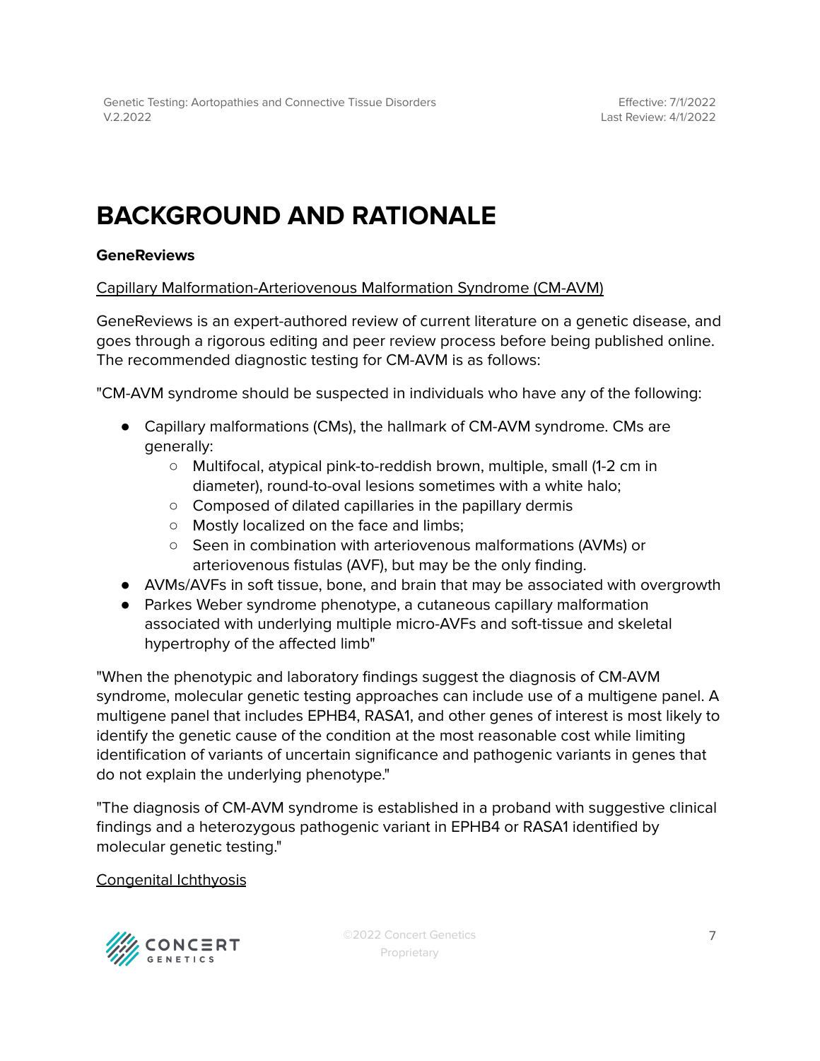# BACKGROUND AND RATIONALE

**GeneReviews**

Capillary Malformation-Arteriovenous Malformation Syndrome (CM-AVM)

GeneReviews is an expert-authored review of current literature on a genetic disease, and goes through a rigorous editing and peer review process before being published online. The recommended diagnostic testing for CM-AVM is as follows:

"CM-AVM syndrome should be suspected in individuals who have any of the following:

- Capillary malformations (CMs), the hallmark of CM-AVM syndrome. CMs are generally:
    - Multifocal, atypical pink-to-reddish brown, multiple, small (1-2 cm in diameter), round-to-oval lesions sometimes with a white halo;
    - Composed of dilated capillaries in the papillary dermis
    - Mostly localized on the face and limbs;
    - Seen in combination with arteriovenous malformations (AVMs) or arteriovenous fistulas (AVF), but may be the only finding.
- AVMs/AVFs in soft tissue, bone, and brain that may be associated with overgrowth
- Parkes Weber syndrome phenotype, a cutaneous capillary malformation associated with underlying multiple micro-AVFs and soft-tissue and skeletal hypertrophy of the affected limb"

"When the phenotypic and laboratory findings suggest the diagnosis of CM-AVM syndrome, molecular genetic testing approaches can include use of a multigene panel. A multigene panel that includes EPHB4, RASA1, and other genes of interest is most likely to identify the genetic cause of the condition at the most reasonable cost while limiting identification of variants of uncertain significance and pathogenic variants in genes that do not explain the underlying phenotype."

"The diagnosis of CM-AVM syndrome is established in a proband with suggestive clinical findings and a heterozygous pathogenic variant in EPHB4 or RASA1 identified by molecular genetic testing."

Congenital Ichthyosis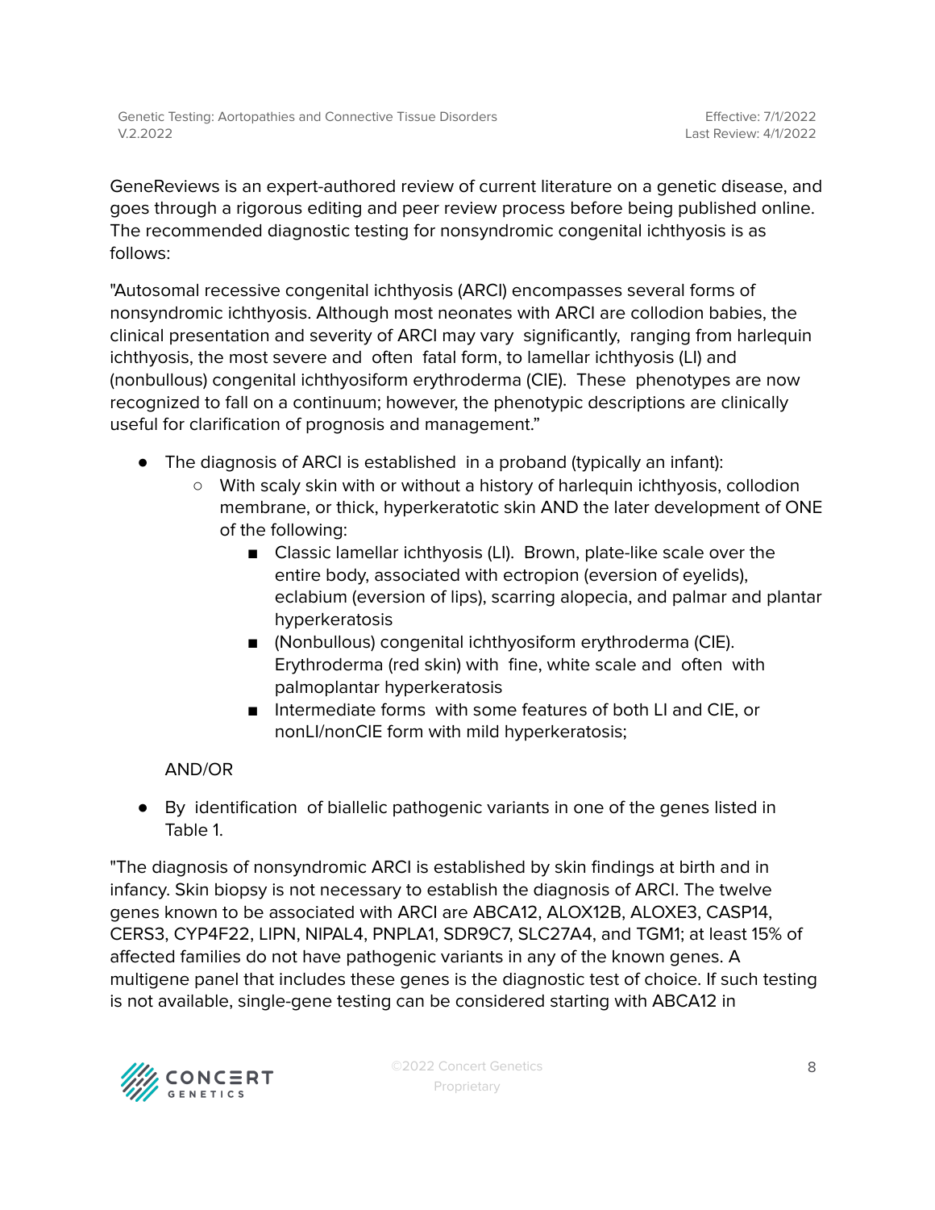GeneReviews is an expert-authored review of current literature on a genetic disease, and goes through a rigorous editing and peer review process before being published online. The recommended diagnostic testing for nonsyndromic congenital ichthyosis is as follows:

"Autosomal recessive congenital ichthyosis (ARCI) encompasses several forms of nonsyndromic ichthyosis. Although most neonates with ARCI are collodion babies, the clinical presentation and severity of ARCI may vary significantly, ranging from harlequin ichthyosis, the most severe and often fatal form, to lamellar ichthyosis (LI) and (nonbullous) congenital ichthyosiform erythroderma (CIE). These phenotypes are now recognized to fall on a continuum; however, the phenotypic descriptions are clinically useful for clarification of prognosis and management."

- The diagnosis of ARCI is established in a proband (typically an infant):
  - With scaly skin with or without a history of harlequin ichthyosis, collodion membrane, or thick, hyperkeratotic skin AND the later development of ONE of the following:
    - Classic lamellar ichthyosis (LI). Brown, plate-like scale over the entire body, associated with ectropion (eversion of eyelids), eclabium (eversion of lips), scarring alopecia, and palmar and plantar hyperkeratosis
    - (Nonbullous) congenital ichthyosiform erythroderma (CIE). Erythroderma (red skin) with fine, white scale and often with palmoplantar hyperkeratosis
    - Intermediate forms with some features of both LI and CIE, or nonLI/nonCIE form with mild hyperkeratosis;

  AND/OR

- By identification of biallelic pathogenic variants in one of the genes listed in Table 1.

"The diagnosis of nonsyndromic ARCI is established by skin findings at birth and in infancy. Skin biopsy is not necessary to establish the diagnosis of ARCI. The twelve genes known to be associated with ARCI are ABCA12, ALOX12B, ALOXE3, CASP14, CERS3, CYP4F22, LIPN, NIPAL4, PNPLA1, SDR9C7, SLC27A4, and TGM1; at least 15% of affected families do not have pathogenic variants in any of the known genes. A multigene panel that includes these genes is the diagnostic test of choice. If such testing is not available, single-gene testing can be considered starting with ABCA12 in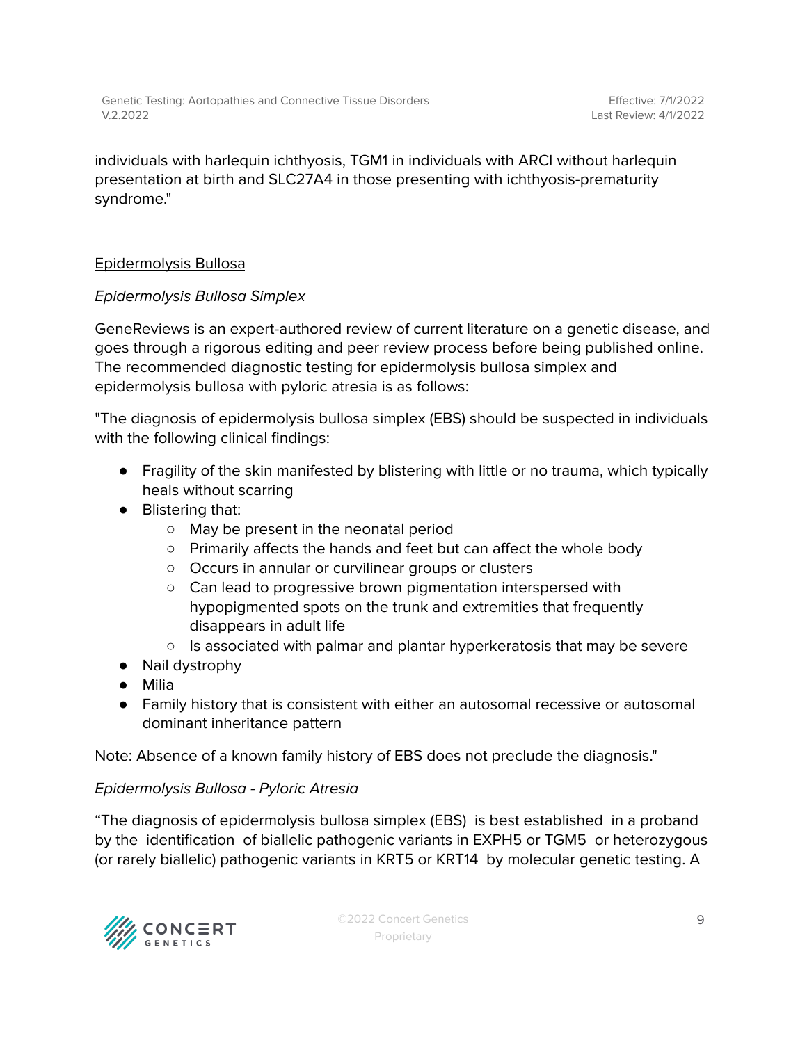individuals with harlequin ichthyosis, TGM1 in individuals with ARCI without harlequin presentation at birth and SLC27A4 in those presenting with ichthyosis-prematurity syndrome."

## Epidermolysis Bullosa

### *Epidermolysis Bullosa Simplex*

GeneReviews is an expert-authored review of current literature on a genetic disease, and goes through a rigorous editing and peer review process before being published online. The recommended diagnostic testing for epidermolysis bullosa simplex and epidermolysis bullosa with pyloric atresia is as follows:

"The diagnosis of epidermolysis bullosa simplex (EBS) should be suspected in individuals with the following clinical findings:

- Fragility of the skin manifested by blistering with little or no trauma, which typically heals without scarring
- Blistering that:
  - May be present in the neonatal period
  - Primarily affects the hands and feet but can affect the whole body
  - Occurs in annular or curvilinear groups or clusters
  - Can lead to progressive brown pigmentation interspersed with hypopigmented spots on the trunk and extremities that frequently disappears in adult life
  - Is associated with palmar and plantar hyperkeratosis that may be severe
- Nail dystrophy
- Milia
- Family history that is consistent with either an autosomal recessive or autosomal dominant inheritance pattern

Note: Absence of a known family history of EBS does not preclude the diagnosis."

### *Epidermolysis Bullosa - Pyloric Atresia*

"The diagnosis of epidermolysis bullosa simplex (EBS) is best established in a proband by the identification of biallelic pathogenic variants in EXPH5 or TGM5 or heterozygous (or rarely biallelic) pathogenic variants in KRT5 or KRT14 by molecular genetic testing. A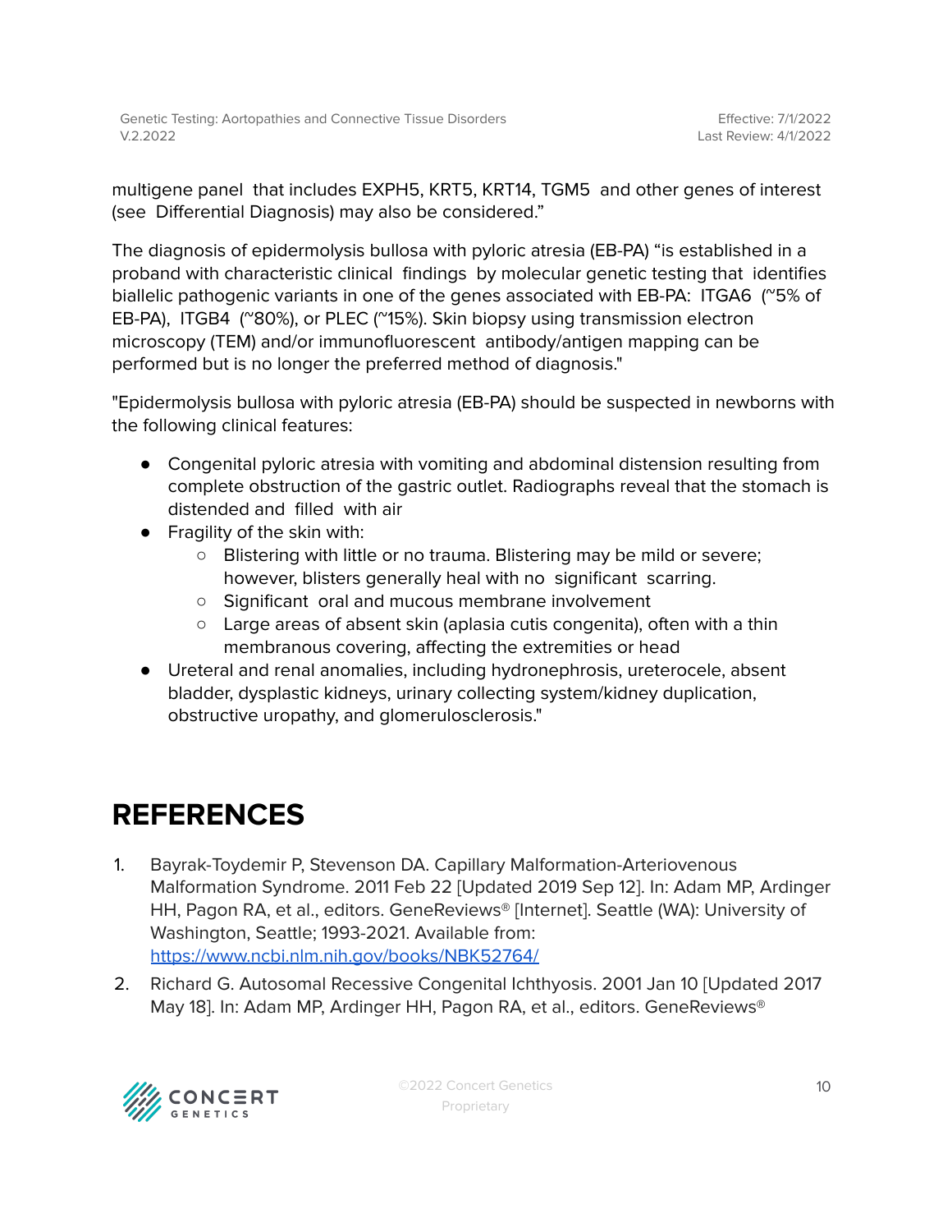multigene panel that includes EXPH5, KRT5, KRT14, TGM5 and other genes of interest (see Differential Diagnosis) may also be considered."

The diagnosis of epidermolysis bullosa with pyloric atresia (EB-PA) "is established in a proband with characteristic clinical findings by molecular genetic testing that identifies biallelic pathogenic variants in one of the genes associated with EB-PA: ITGA6 (~5% of EB-PA), ITGB4 (~80%), or PLEC (~15%). Skin biopsy using transmission electron microscopy (TEM) and/or immunofluorescent antibody/antigen mapping can be performed but is no longer the preferred method of diagnosis."

"Epidermolysis bullosa with pyloric atresia (EB-PA) should be suspected in newborns with the following clinical features:

- Congenital pyloric atresia with vomiting and abdominal distension resulting from complete obstruction of the gastric outlet. Radiographs reveal that the stomach is distended and filled with air
- Fragility of the skin with:
  - Blistering with little or no trauma. Blistering may be mild or severe; however, blisters generally heal with no significant scarring.
  - Significant oral and mucous membrane involvement
  - Large areas of absent skin (aplasia cutis congenita), often with a thin membranous covering, affecting the extremities or head
- Ureteral and renal anomalies, including hydronephrosis, ureterocele, absent bladder, dysplastic kidneys, urinary collecting system/kidney duplication, obstructive uropathy, and glomerulosclerosis."

# REFERENCES

1. Bayrak-Toydemir P, Stevenson DA. Capillary Malformation-Arteriovenous Malformation Syndrome. 2011 Feb 22 [Updated 2019 Sep 12]. In: Adam MP, Ardinger HH, Pagon RA, et al., editors. GeneReviews® [Internet]. Seattle (WA): University of Washington, Seattle; 1993-2021. Available from: https://www.ncbi.nlm.nih.gov/books/NBK52764/
2. Richard G. Autosomal Recessive Congenital Ichthyosis. 2001 Jan 10 [Updated 2017 May 18]. In: Adam MP, Ardinger HH, Pagon RA, et al., editors. GeneReviews®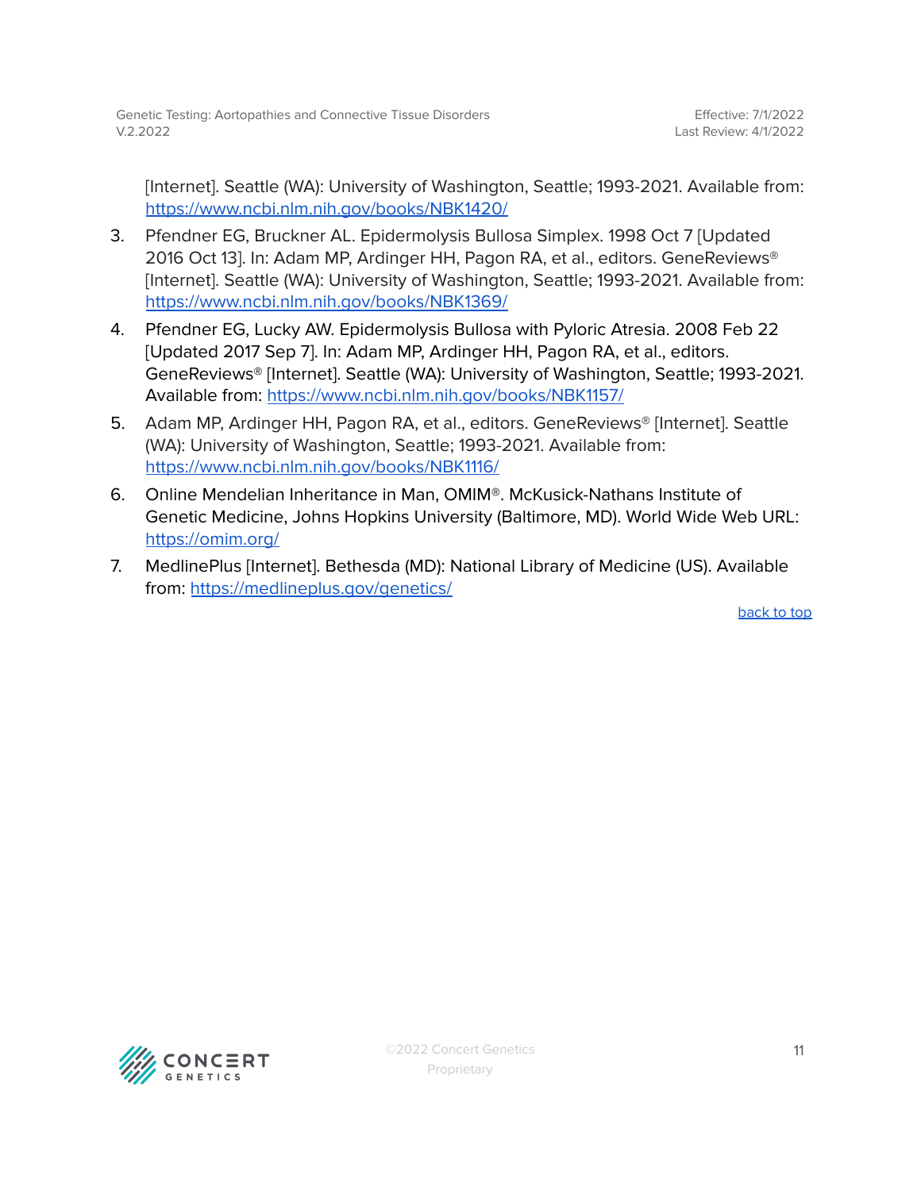[Internet]. Seattle (WA): University of Washington, Seattle; 1993-2021. Available from: https://www.ncbi.nlm.nih.gov/books/NBK1420/

3. Pfendner EG, Bruckner AL. Epidermolysis Bullosa Simplex. 1998 Oct 7 [Updated 2016 Oct 13]. In: Adam MP, Ardinger HH, Pagon RA, et al., editors. GeneReviews® [Internet]. Seattle (WA): University of Washington, Seattle; 1993-2021. Available from: https://www.ncbi.nlm.nih.gov/books/NBK1369/
4. Pfendner EG, Lucky AW. Epidermolysis Bullosa with Pyloric Atresia. 2008 Feb 22 [Updated 2017 Sep 7]. In: Adam MP, Ardinger HH, Pagon RA, et al., editors. GeneReviews® [Internet]. Seattle (WA): University of Washington, Seattle; 1993-2021. Available from: https://www.ncbi.nlm.nih.gov/books/NBK1157/
5. Adam MP, Ardinger HH, Pagon RA, et al., editors. GeneReviews® [Internet]. Seattle (WA): University of Washington, Seattle; 1993-2021. Available from: https://www.ncbi.nlm.nih.gov/books/NBK1116/
6. Online Mendelian Inheritance in Man, OMIM®. McKusick-Nathans Institute of Genetic Medicine, Johns Hopkins University (Baltimore, MD). World Wide Web URL: https://omim.org/
7. MedlinePlus [Internet]. Bethesda (MD): National Library of Medicine (US). Available from: https://medlineplus.gov/genetics/

back to top